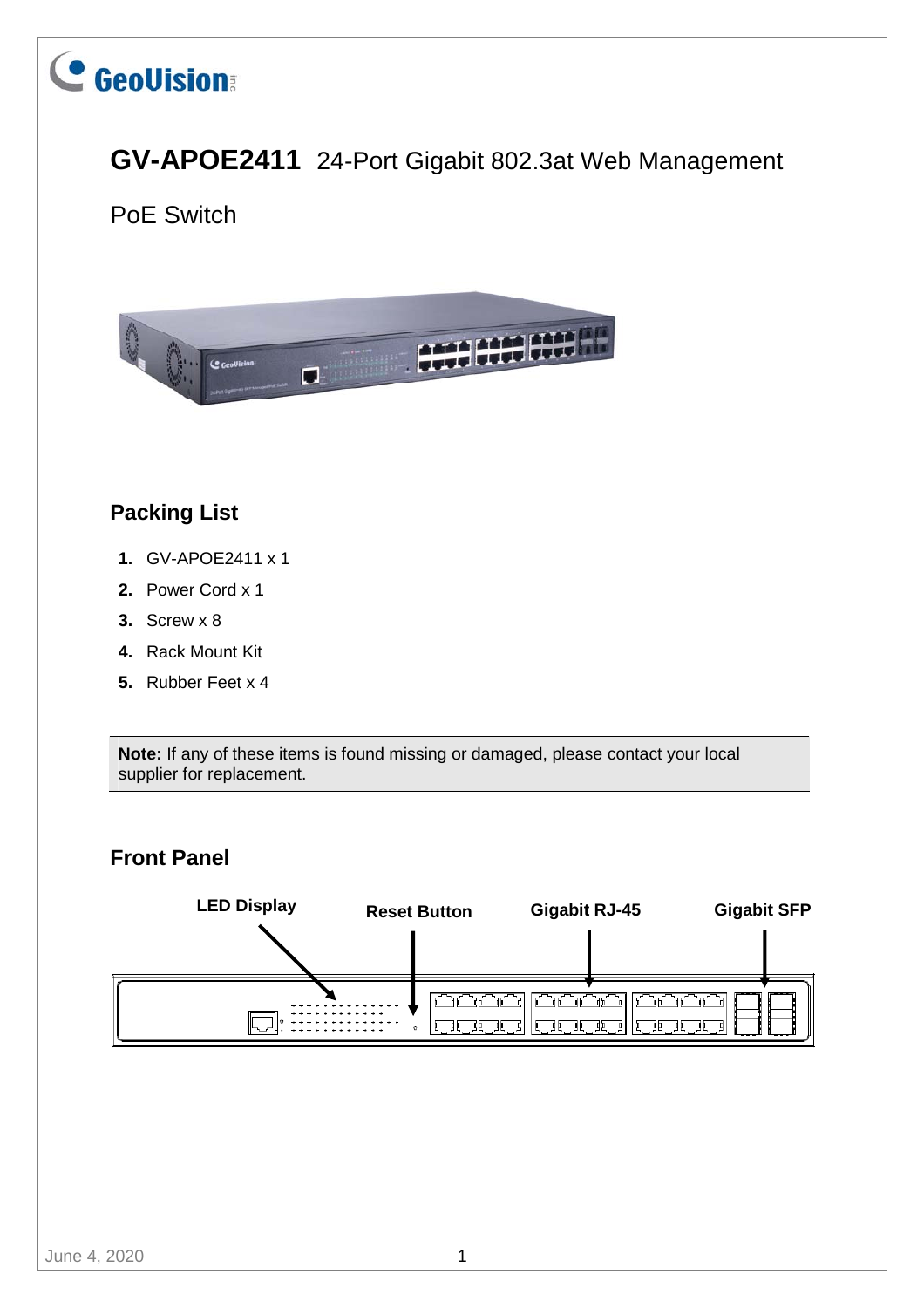# GV-APOE2411 24-Port Gigabit 802.3at Web Management PoE Switch

## Packing List

1. GV-APOE2411 x 1
2. Power Cord x 1
3. Screw x 8
4. Rack Mount Kit
5. Rubber Feet x 4

**Note:** If any of these items is found missing or damaged, please contact your local supplier for replacement.

## Front Panel

LED Display

Reset Button

Gigabit RJ-45

Gigabit SFP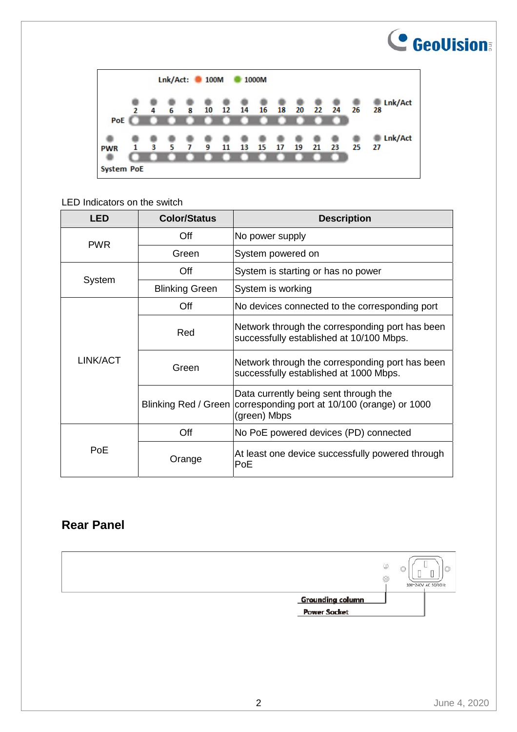LED Indicators on the switch

| LED | Color/Status | Description |
|---|---|---|
| PWR | Off | No power supply |
| | Green | System powered on |
| System | Off | System is starting or has no power |
| | Blinking Green | System is working |
| LINK/ACT | Off | No devices connected to the corresponding port |
| | Red | Network through the corresponding port has been successfully established at 10/100 Mbps. |
| | Green | Network through the corresponding port has been successfully established at 1000 Mbps. |
| | Blinking Red / Green | Data currently being sent through the corresponding port at 10/100 (orange) or 1000 (green) Mbps |
| PoE | Off | No PoE powered devices (PD) connected |
| | Orange | At least one device successfully powered through PoE |

## Rear Panel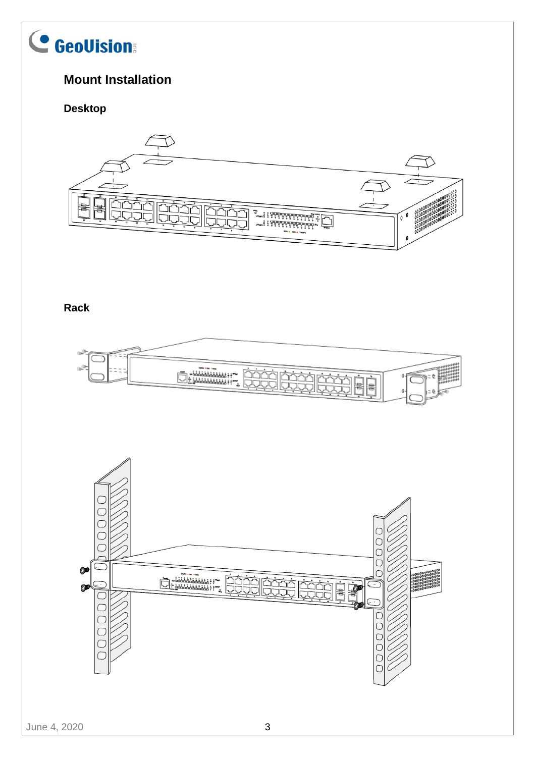## Mount Installation

### Desktop

### Rack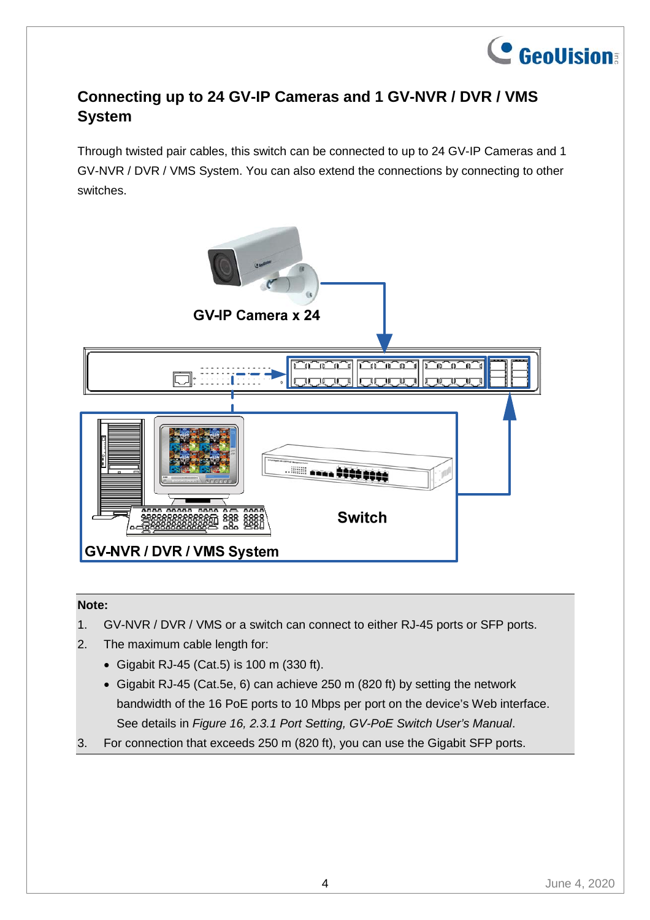## Connecting up to 24 GV-IP Cameras and 1 GV-NVR / DVR / VMS System

Through twisted pair cables, this switch can be connected to up to 24 GV-IP Cameras and 1 GV-NVR / DVR / VMS System. You can also extend the connections by connecting to other switches.

GV-IP Camera x 24

Switch

GV-NVR / DVR / VMS System

**Note:**

1. GV-NVR / DVR / VMS or a switch can connect to either RJ-45 ports or SFP ports.
2. The maximum cable length for:
   - Gigabit RJ-45 (Cat.5) is 100 m (330 ft).
   - Gigabit RJ-45 (Cat.5e, 6) can achieve 250 m (820 ft) by setting the network bandwidth of the 16 PoE ports to 10 Mbps per port on the device's Web interface. See details in *Figure 16, 2.3.1 Port Setting, GV-PoE Switch User's Manual*.
3. For connection that exceeds 250 m (820 ft), you can use the Gigabit SFP ports.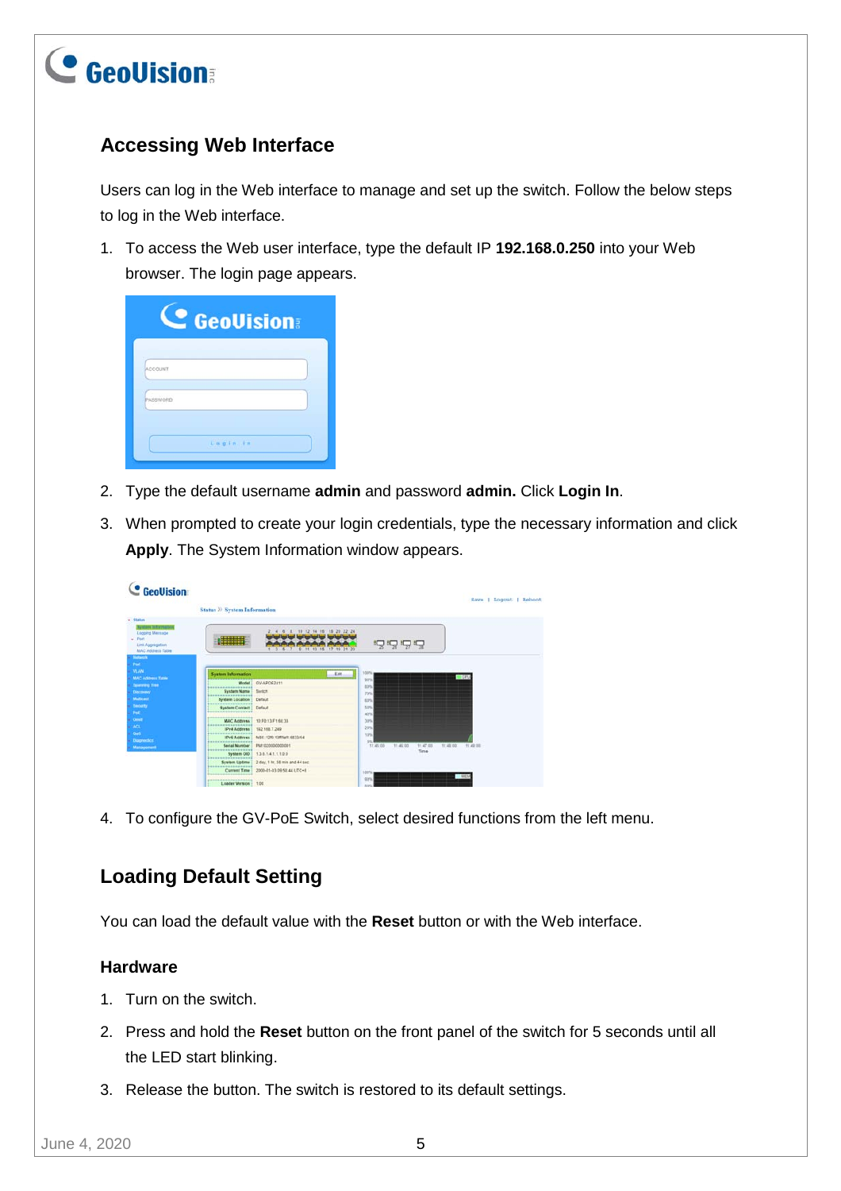## Accessing Web Interface

Users can log in the Web interface to manage and set up the switch. Follow the below steps to log in the Web interface.

1. To access the Web user interface, type the default IP **192.168.0.250** into your Web browser. The login page appears.

2. Type the default username **admin** and password **admin.** Click **Login In**.

3. When prompted to create your login credentials, type the necessary information and click **Apply**. The System Information window appears.

4. To configure the GV-PoE Switch, select desired functions from the left menu.

## Loading Default Setting

You can load the default value with the **Reset** button or with the Web interface.

### Hardware

1. Turn on the switch.
2. Press and hold the **Reset** button on the front panel of the switch for 5 seconds until all the LED start blinking.
3. Release the button. The switch is restored to its default settings.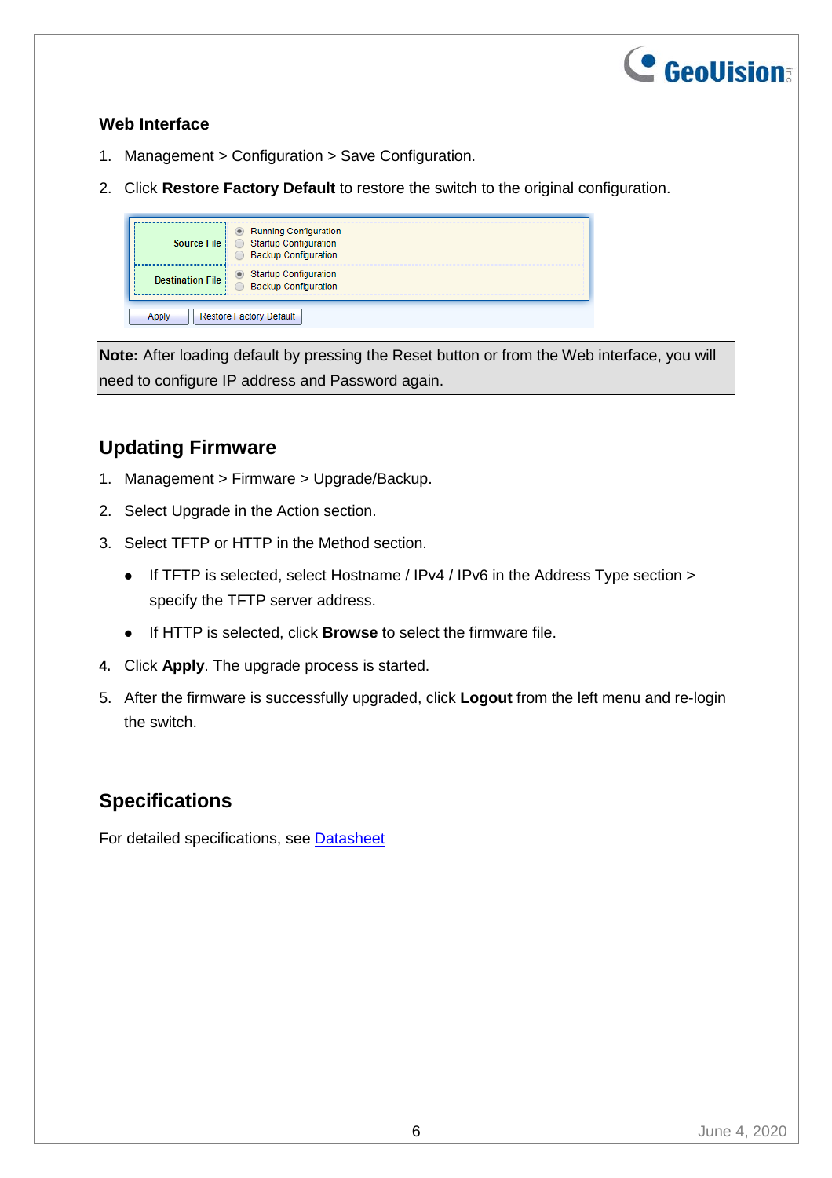**Web Interface**

1. Management > Configuration > Save Configuration.
2. Click **Restore Factory Default** to restore the switch to the original configuration.

| | |
|---|---|
| Source File | Running Configuration<br>Startup Configuration<br>Backup Configuration |
| Destination File | Startup Configuration<br>Backup Configuration |

Apply | Restore Factory Default

**Note:** After loading default by pressing the Reset button or from the Web interface, you will need to configure IP address and Password again.

## Updating Firmware

1. Management > Firmware > Upgrade/Backup.
2. Select Upgrade in the Action section.
3. Select TFTP or HTTP in the Method section.
   - If TFTP is selected, select Hostname / IPv4 / IPv6 in the Address Type section > specify the TFTP server address.
   - If HTTP is selected, click **Browse** to select the firmware file.
4. Click **Apply**. The upgrade process is started.
5. After the firmware is successfully upgraded, click **Logout** from the left menu and re-login the switch.

## Specifications

For detailed specifications, see Datasheet